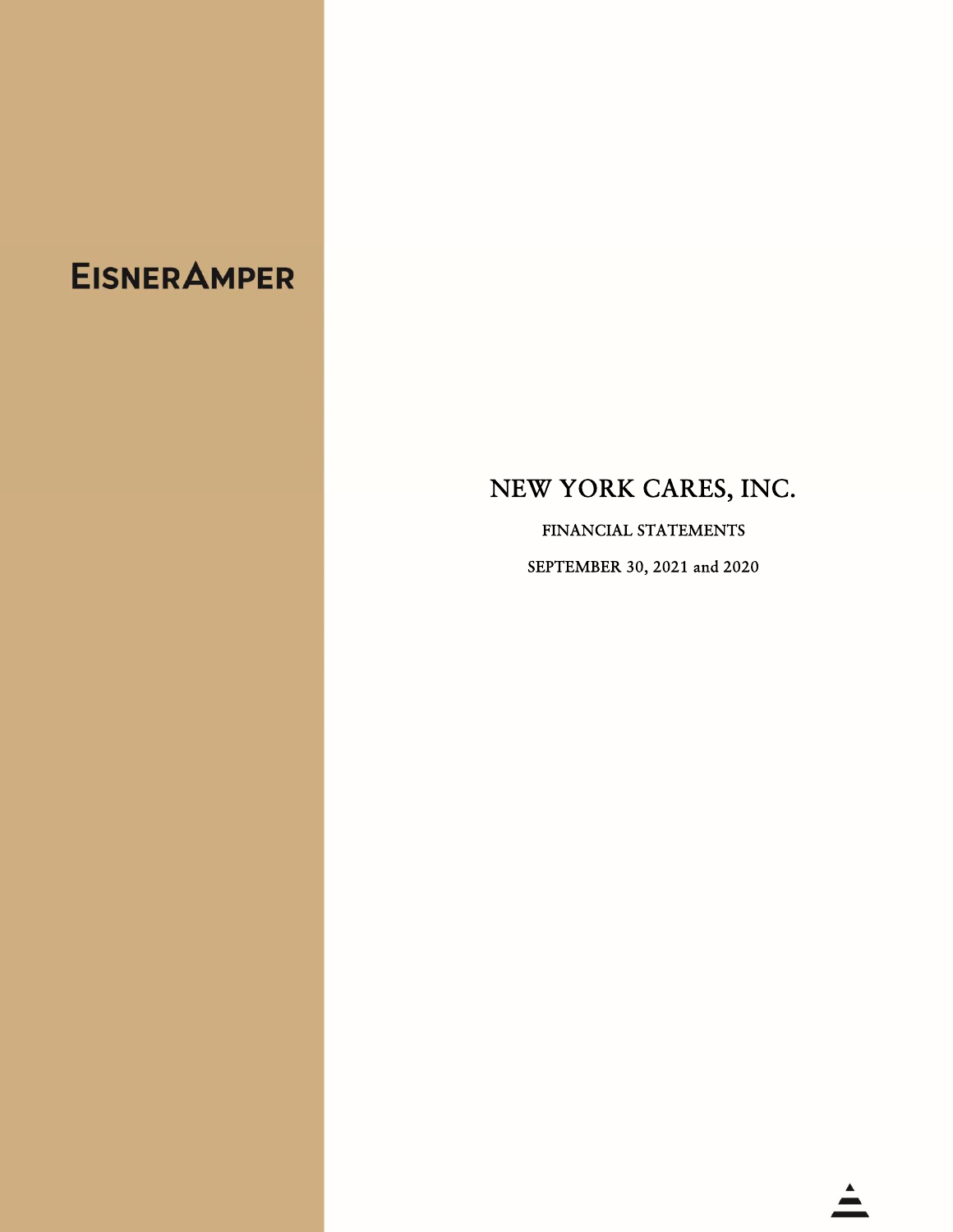EISNERAMPER

# NEW YORK CARES, INC.

FINANCIAL STATEMENTS

SEPTEMBER 30, 2021 and 2020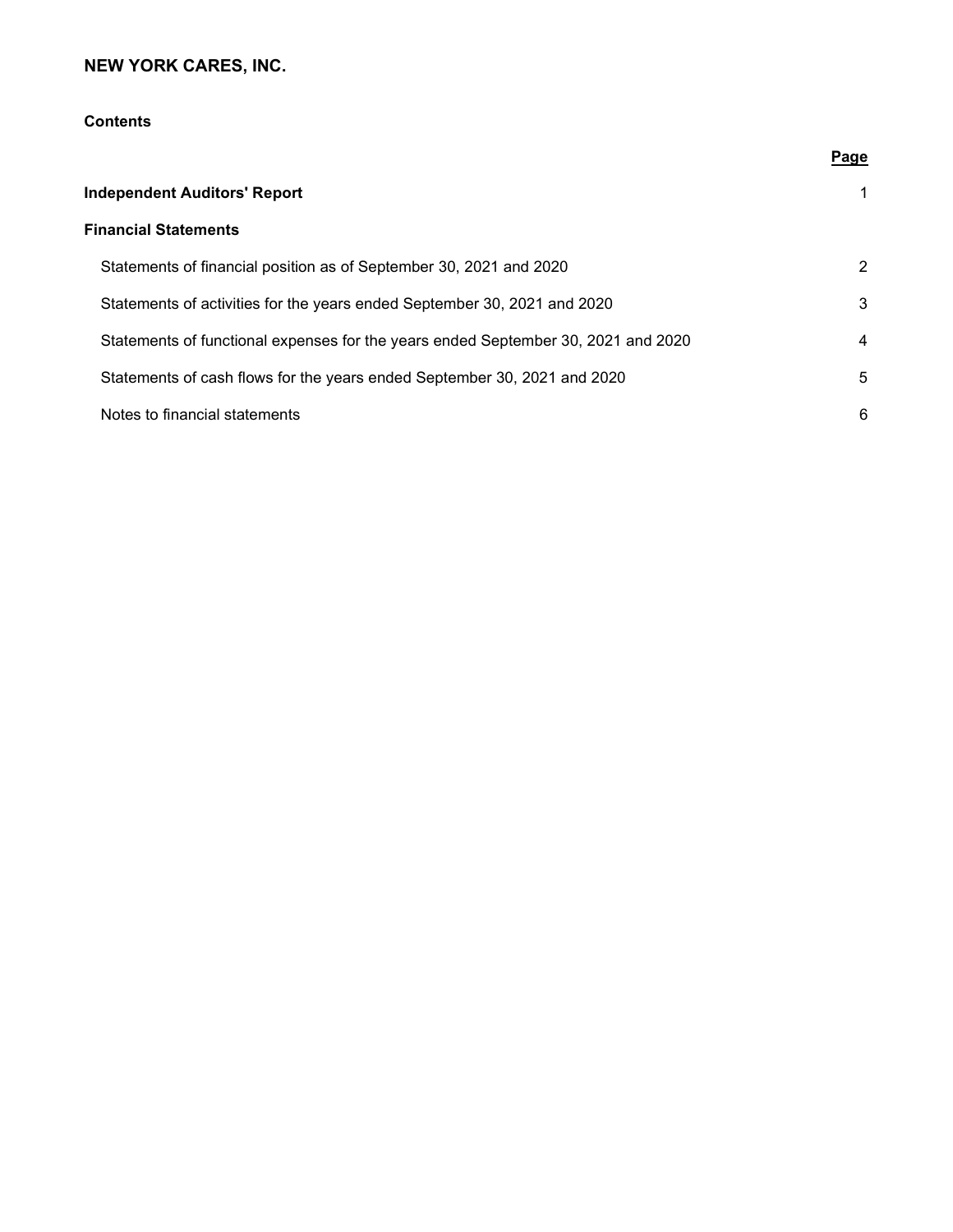# NEW YORK CARES, INC.

## Contents

| | Page |
|---|---|
| **Independent Auditors' Report** | 1 |
| **Financial Statements** | |
| Statements of financial position as of September 30, 2021 and 2020 | 2 |
| Statements of activities for the years ended September 30, 2021 and 2020 | 3 |
| Statements of functional expenses for the years ended September 30, 2021 and 2020 | 4 |
| Statements of cash flows for the years ended September 30, 2021 and 2020 | 5 |
| Notes to financial statements | 6 |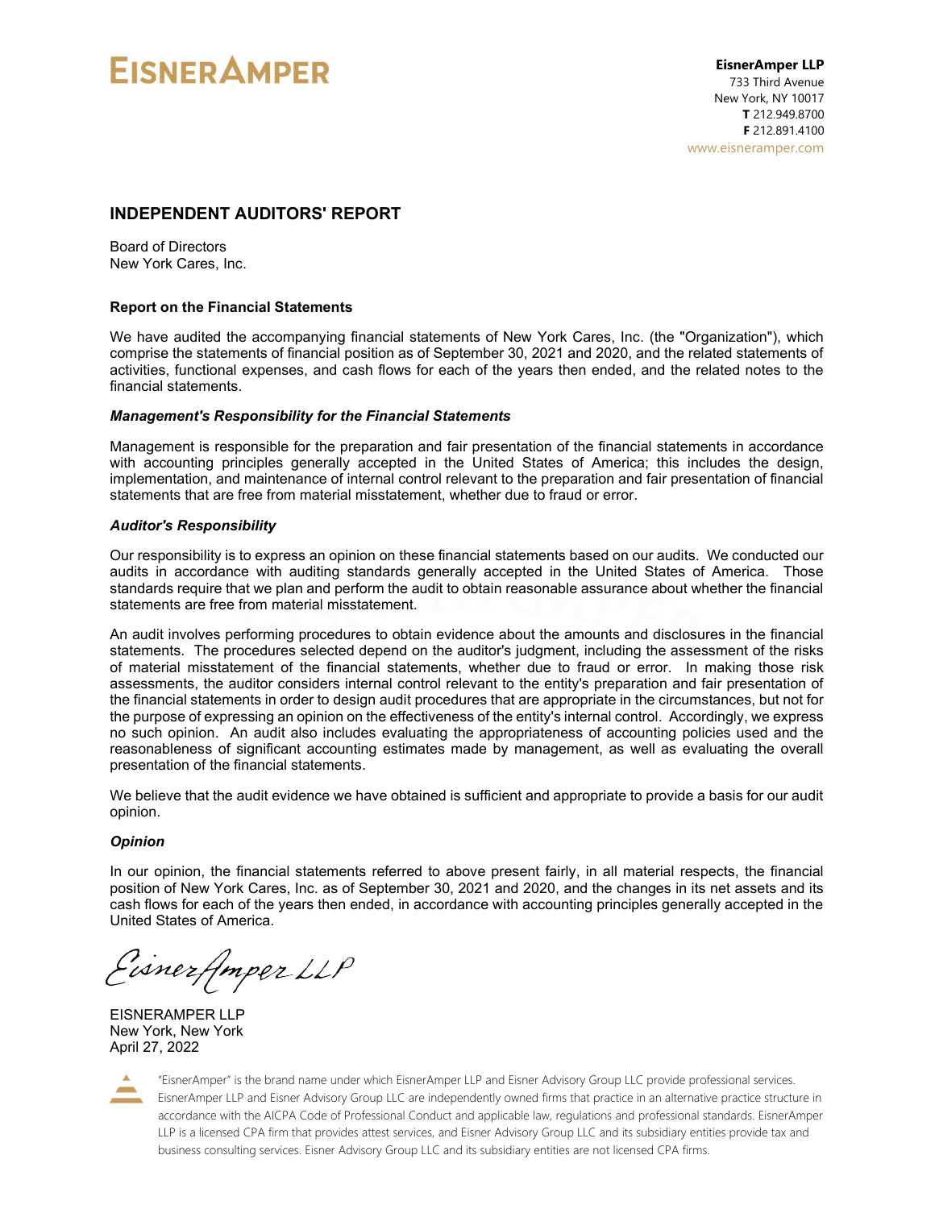EISNERAMPER

**EisnerAmper LLP**
733 Third Avenue
New York, NY 10017
**T** 212.949.8700
**F** 212.891.4100
www.eisneramper.com

## INDEPENDENT AUDITORS' REPORT

Board of Directors
New York Cares, Inc.

### Report on the Financial Statements

We have audited the accompanying financial statements of New York Cares, Inc. (the "Organization"), which comprise the statements of financial position as of September 30, 2021 and 2020, and the related statements of activities, functional expenses, and cash flows for each of the years then ended, and the related notes to the financial statements.

***Management's Responsibility for the Financial Statements***

Management is responsible for the preparation and fair presentation of the financial statements in accordance with accounting principles generally accepted in the United States of America; this includes the design, implementation, and maintenance of internal control relevant to the preparation and fair presentation of financial statements that are free from material misstatement, whether due to fraud or error.

***Auditor's Responsibility***

Our responsibility is to express an opinion on these financial statements based on our audits. We conducted our audits in accordance with auditing standards generally accepted in the United States of America. Those standards require that we plan and perform the audit to obtain reasonable assurance about whether the financial statements are free from material misstatement.

An audit involves performing procedures to obtain evidence about the amounts and disclosures in the financial statements. The procedures selected depend on the auditor's judgment, including the assessment of the risks of material misstatement of the financial statements, whether due to fraud or error. In making those risk assessments, the auditor considers internal control relevant to the entity's preparation and fair presentation of the financial statements in order to design audit procedures that are appropriate in the circumstances, but not for the purpose of expressing an opinion on the effectiveness of the entity's internal control. Accordingly, we express no such opinion. An audit also includes evaluating the appropriateness of accounting policies used and the reasonableness of significant accounting estimates made by management, as well as evaluating the overall presentation of the financial statements.

We believe that the audit evidence we have obtained is sufficient and appropriate to provide a basis for our audit opinion.

***Opinion***

In our opinion, the financial statements referred to above present fairly, in all material respects, the financial position of New York Cares, Inc. as of September 30, 2021 and 2020, and the changes in its net assets and its cash flows for each of the years then ended, in accordance with accounting principles generally accepted in the United States of America.

*EisnerAmper LLP*

EISNERAMPER LLP
New York, New York
April 27, 2022

"EisnerAmper" is the brand name under which EisnerAmper LLP and Eisner Advisory Group LLC provide professional services. EisnerAmper LLP and Eisner Advisory Group LLC are independently owned firms that practice in an alternative practice structure in accordance with the AICPA Code of Professional Conduct and applicable law, regulations and professional standards. EisnerAmper LLP is a licensed CPA firm that provides attest services, and Eisner Advisory Group LLC and its subsidiary entities provide tax and business consulting services. Eisner Advisory Group LLC and its subsidiary entities are not licensed CPA firms.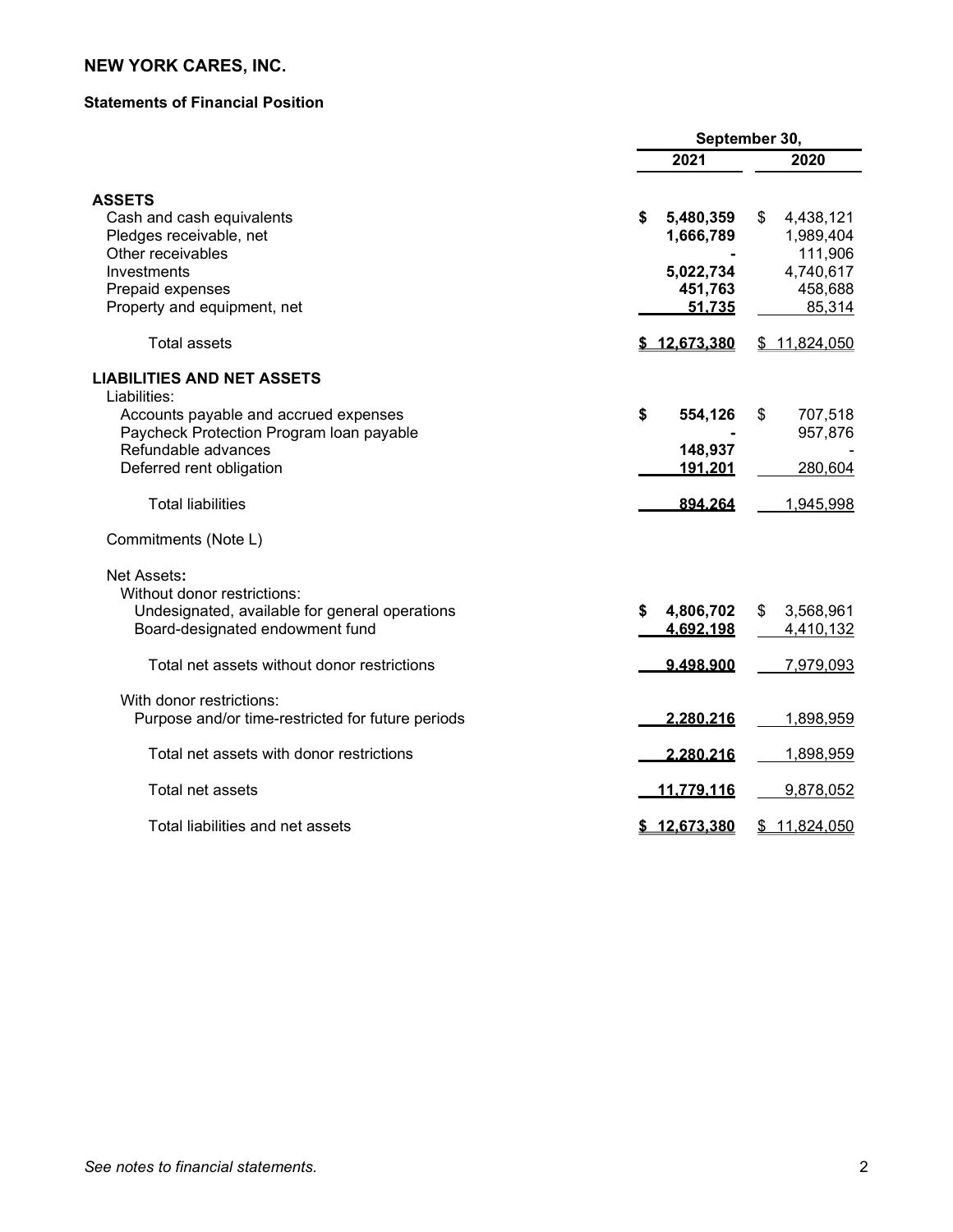# NEW YORK CARES, INC.

## Statements of Financial Position

| | September 30, 2021 | September 30, 2020 |
|---|---|---|
| **ASSETS** | | |
| Cash and cash equivalents | **$ 5,480,359** | $ 4,438,121 |
| Pledges receivable, net | **1,666,789** | 1,989,404 |
| Other receivables | **-** | 111,906 |
| Investments | **5,022,734** | 4,740,617 |
| Prepaid expenses | **451,763** | 458,688 |
| Property and equipment, net | **51,735** | 85,314 |
| Total assets | **$ 12,673,380** | $ 11,824,050 |
| **LIABILITIES AND NET ASSETS** | | |
| Liabilities: | | |
| Accounts payable and accrued expenses | **$ 554,126** | $ 707,518 |
| Paycheck Protection Program loan payable | **-** | 957,876 |
| Refundable advances | **148,937** | - |
| Deferred rent obligation | **191,201** | 280,604 |
| Total liabilities | **894,264** | 1,945,998 |
| Commitments (Note L) | | |
| Net Assets: | | |
| Without donor restrictions: | | |
| Undesignated, available for general operations | **$ 4,806,702** | $ 3,568,961 |
| Board-designated endowment fund | **4,692,198** | 4,410,132 |
| Total net assets without donor restrictions | **9,498,900** | 7,979,093 |
| With donor restrictions: | | |
| Purpose and/or time-restricted for future periods | **2,280,216** | 1,898,959 |
| Total net assets with donor restrictions | **2,280,216** | 1,898,959 |
| Total net assets | **11,779,116** | 9,878,052 |
| Total liabilities and net assets | **$ 12,673,380** | $ 11,824,050 |

*See notes to financial statements.*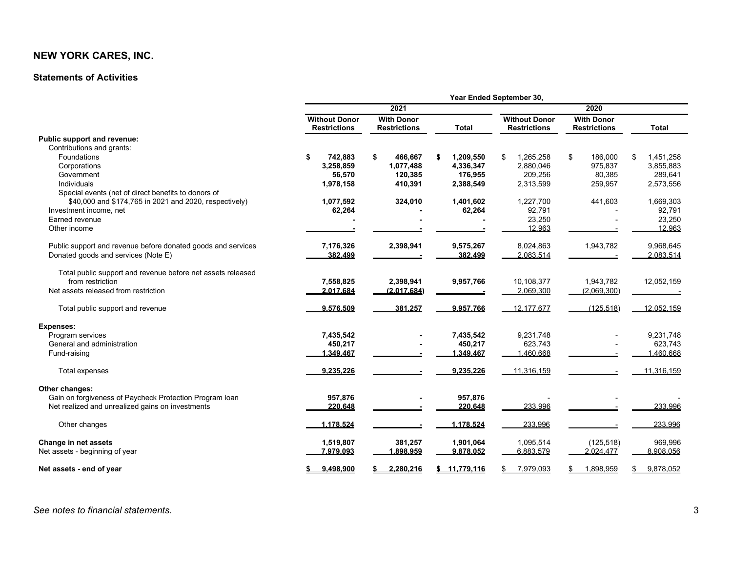# NEW YORK CARES, INC.

## Statements of Activities

| | Year Ended September 30, | | | | | |
|---|---|---|---|---|---|---|
| | 2021 | | | 2020 | | |
| | Without Donor Restrictions | With Donor Restrictions | Total | Without Donor Restrictions | With Donor Restrictions | Total |
| **Public support and revenue:** | | | | | | |
| Contributions and grants: | | | | | | |
| Foundations | $ 742,883 | $ 466,667 | $ 1,209,550 | $ 1,265,258 | $ 186,000 | $ 1,451,258 |
| Corporations | 3,258,859 | 1,077,488 | 4,336,347 | 2,880,046 | 975,837 | 3,855,883 |
| Government | 56,570 | 120,385 | 176,955 | 209,256 | 80,385 | 289,641 |
| Individuals | 1,978,158 | 410,391 | 2,388,549 | 2,313,599 | 259,957 | 2,573,556 |
| Special events (net of direct benefits to donors of $40,000 and $174,765 in 2021 and 2020, respectively) | 1,077,592 | 324,010 | 1,401,602 | 1,227,700 | 441,603 | 1,669,303 |
| Investment income, net | 62,264 | - | 62,264 | 92,791 | - | 92,791 |
| Earned revenue | - | - | - | 23,250 | - | 23,250 |
| Other income | - | - | - | 12,963 | - | 12,963 |
| Public support and revenue before donated goods and services | 7,176,326 | 2,398,941 | 9,575,267 | 8,024,863 | 1,943,782 | 9,968,645 |
| Donated goods and services (Note E) | 382,499 | - | 382,499 | 2,083,514 | - | 2,083,514 |
| Total public support and revenue before net assets released from restriction | 7,558,825 | 2,398,941 | 9,957,766 | 10,108,377 | 1,943,782 | 12,052,159 |
| Net assets released from restriction | 2,017,684 | (2,017,684) | - | 2,069,300 | (2,069,300) | - |
| Total public support and revenue | 9,576,509 | 381,257 | 9,957,766 | 12,177,677 | (125,518) | 12,052,159 |
| **Expenses:** | | | | | | |
| Program services | 7,435,542 | - | 7,435,542 | 9,231,748 | - | 9,231,748 |
| General and administration | 450,217 | - | 450,217 | 623,743 | - | 623,743 |
| Fund-raising | 1,349,467 | - | 1,349,467 | 1,460,668 | - | 1,460,668 |
| Total expenses | 9,235,226 | - | 9,235,226 | 11,316,159 | - | 11,316,159 |
| **Other changes:** | | | | | | |
| Gain on forgiveness of Paycheck Protection Program loan | 957,876 | - | 957,876 | - | - | - |
| Net realized and unrealized gains on investments | 220,648 | - | 220,648 | 233,996 | - | 233,996 |
| Other changes | 1,178,524 | - | 1,178,524 | 233,996 | - | 233,996 |
| **Change in net assets** | 1,519,807 | 381,257 | 1,901,064 | 1,095,514 | (125,518) | 969,996 |
| Net assets - beginning of year | 7,979,093 | 1,898,959 | 9,878,052 | 6,883,579 | 2,024,477 | 8,908,056 |
| **Net assets - end of year** | $ 9,498,900 | $ 2,280,216 | $ 11,779,116 | $ 7,979,093 | $ 1,898,959 | $ 9,878,052 |

*See notes to financial statements.*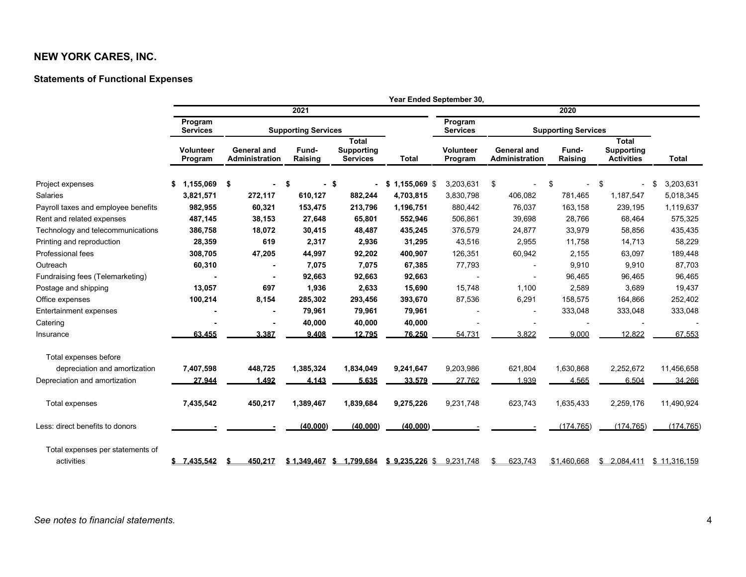# NEW YORK CARES, INC.

## Statements of Functional Expenses

| | Year Ended September 30, | | | | | | | | | |
|---|---|---|---|---|---|---|---|---|---|---|
| | 2021 | | | | | 2020 | | | | |
| | Program Services | Supporting Services | | | | Program Services | Supporting Services | | | |
| | Volunteer Program | General and Administration | Fund-Raising | Total Supporting Services | Total | Volunteer Program | General and Administration | Fund-Raising | Total Supporting Activities | Total |
| Project expenses | **$ 1,155,069** | **$ -** | **$ -** | **$ -** | **$ 1,155,069** | $ 3,203,631 | $ - | $ - | $ - | $ 3,203,631 |
| Salaries | **3,821,571** | **272,117** | **610,127** | **882,244** | **4,703,815** | 3,830,798 | 406,082 | 781,465 | 1,187,547 | 5,018,345 |
| Payroll taxes and employee benefits | **982,955** | **60,321** | **153,475** | **213,796** | **1,196,751** | 880,442 | 76,037 | 163,158 | 239,195 | 1,119,637 |
| Rent and related expenses | **487,145** | **38,153** | **27,648** | **65,801** | **552,946** | 506,861 | 39,698 | 28,766 | 68,464 | 575,325 |
| Technology and telecommunications | **386,758** | **18,072** | **30,415** | **48,487** | **435,245** | 376,579 | 24,877 | 33,979 | 58,856 | 435,435 |
| Printing and reproduction | **28,359** | **619** | **2,317** | **2,936** | **31,295** | 43,516 | 2,955 | 11,758 | 14,713 | 58,229 |
| Professional fees | **308,705** | **47,205** | **44,997** | **92,202** | **400,907** | 126,351 | 60,942 | 2,155 | 63,097 | 189,448 |
| Outreach | **60,310** | **-** | **7,075** | **7,075** | **67,385** | 77,793 | - | 9,910 | 9,910 | 87,703 |
| Fundraising fees (Telemarketing) | **-** | **-** | **92,663** | **92,663** | **92,663** | - | - | 96,465 | 96,465 | 96,465 |
| Postage and shipping | **13,057** | **697** | **1,936** | **2,633** | **15,690** | 15,748 | 1,100 | 2,589 | 3,689 | 19,437 |
| Office expenses | **100,214** | **8,154** | **285,302** | **293,456** | **393,670** | 87,536 | 6,291 | 158,575 | 164,866 | 252,402 |
| Entertainment expenses | **-** | **-** | **79,961** | **79,961** | **79,961** | - | - | 333,048 | 333,048 | 333,048 |
| Catering | **-** | **-** | **40,000** | **40,000** | **40,000** | - | - | - | - | - |
| Insurance | **63,455** | **3,387** | **9,408** | **12,795** | **76,250** | 54,731 | 3,822 | 9,000 | 12,822 | 67,553 |
| Total expenses before depreciation and amortization | **7,407,598** | **448,725** | **1,385,324** | **1,834,049** | **9,241,647** | 9,203,986 | 621,804 | 1,630,868 | 2,252,672 | 11,456,658 |
| Depreciation and amortization | **27,944** | **1,492** | **4,143** | **5,635** | **33,579** | 27,762 | 1,939 | 4,565 | 6,504 | 34,266 |
| Total expenses | **7,435,542** | **450,217** | **1,389,467** | **1,839,684** | **9,275,226** | 9,231,748 | 623,743 | 1,635,433 | 2,259,176 | 11,490,924 |
| Less: direct benefits to donors | **-** | **-** | **(40,000)** | **(40,000)** | **(40,000)** | - | - | (174,765) | (174,765) | (174,765) |
| Total expenses per statements of activities | **$ 7,435,542** | **$ 450,217** | **$ 1,349,467** | **$ 1,799,684** | **$ 9,235,226** | $ 9,231,748 | $ 623,743 | $1,460,668 | $ 2,084,411 | $ 11,316,159 |

*See notes to financial statements.*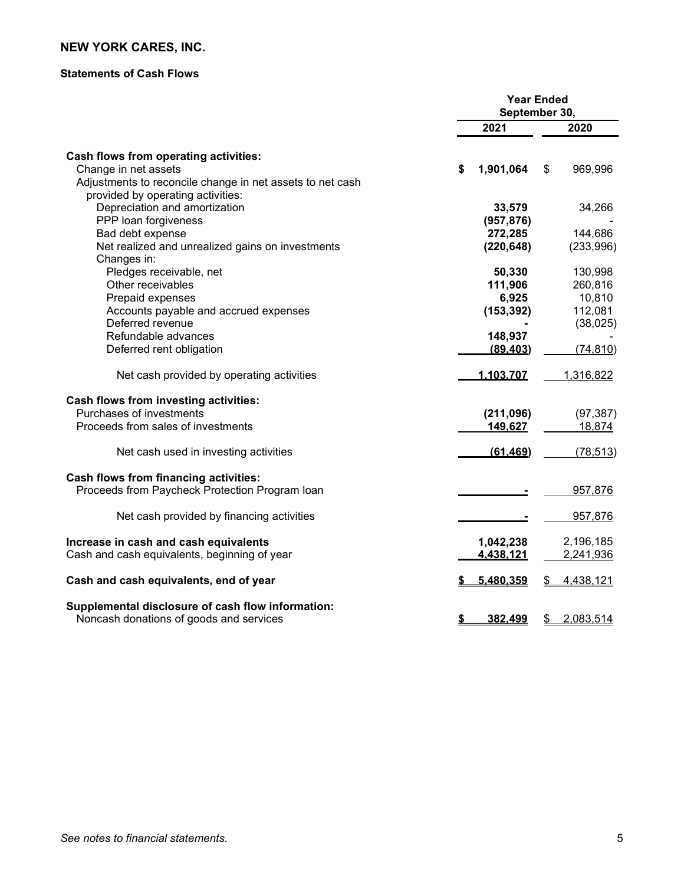# NEW YORK CARES, INC.

## Statements of Cash Flows

| | Year Ended September 30, | |
|---|---|---|
| | 2021 | 2020 |
| **Cash flows from operating activities:** | | |
| Change in net assets | $ 1,901,064 | $ 969,996 |
| Adjustments to reconcile change in net assets to net cash provided by operating activities: | | |
| Depreciation and amortization | 33,579 | 34,266 |
| PPP loan forgiveness | (957,876) | - |
| Bad debt expense | 272,285 | 144,686 |
| Net realized and unrealized gains on investments | (220,648) | (233,996) |
| Changes in: | | |
| Pledges receivable, net | 50,330 | 130,998 |
| Other receivables | 111,906 | 260,816 |
| Prepaid expenses | 6,925 | 10,810 |
| Accounts payable and accrued expenses | (153,392) | 112,081 |
| Deferred revenue | - | (38,025) |
| Refundable advances | 148,937 | - |
| Deferred rent obligation | (89,403) | (74,810) |
| Net cash provided by operating activities | 1,103,707 | 1,316,822 |
| **Cash flows from investing activities:** | | |
| Purchases of investments | (211,096) | (97,387) |
| Proceeds from sales of investments | 149,627 | 18,874 |
| Net cash used in investing activities | (61,469) | (78,513) |
| **Cash flows from financing activities:** | | |
| Proceeds from Paycheck Protection Program loan | - | 957,876 |
| Net cash provided by financing activities | - | 957,876 |
| **Increase in cash and cash equivalents** | 1,042,238 | 2,196,185 |
| Cash and cash equivalents, beginning of year | 4,438,121 | 2,241,936 |
| **Cash and cash equivalents, end of year** | $ 5,480,359 | $ 4,438,121 |
| **Supplemental disclosure of cash flow information:** | | |
| Noncash donations of goods and services | $ 382,499 | $ 2,083,514 |

*See notes to financial statements.*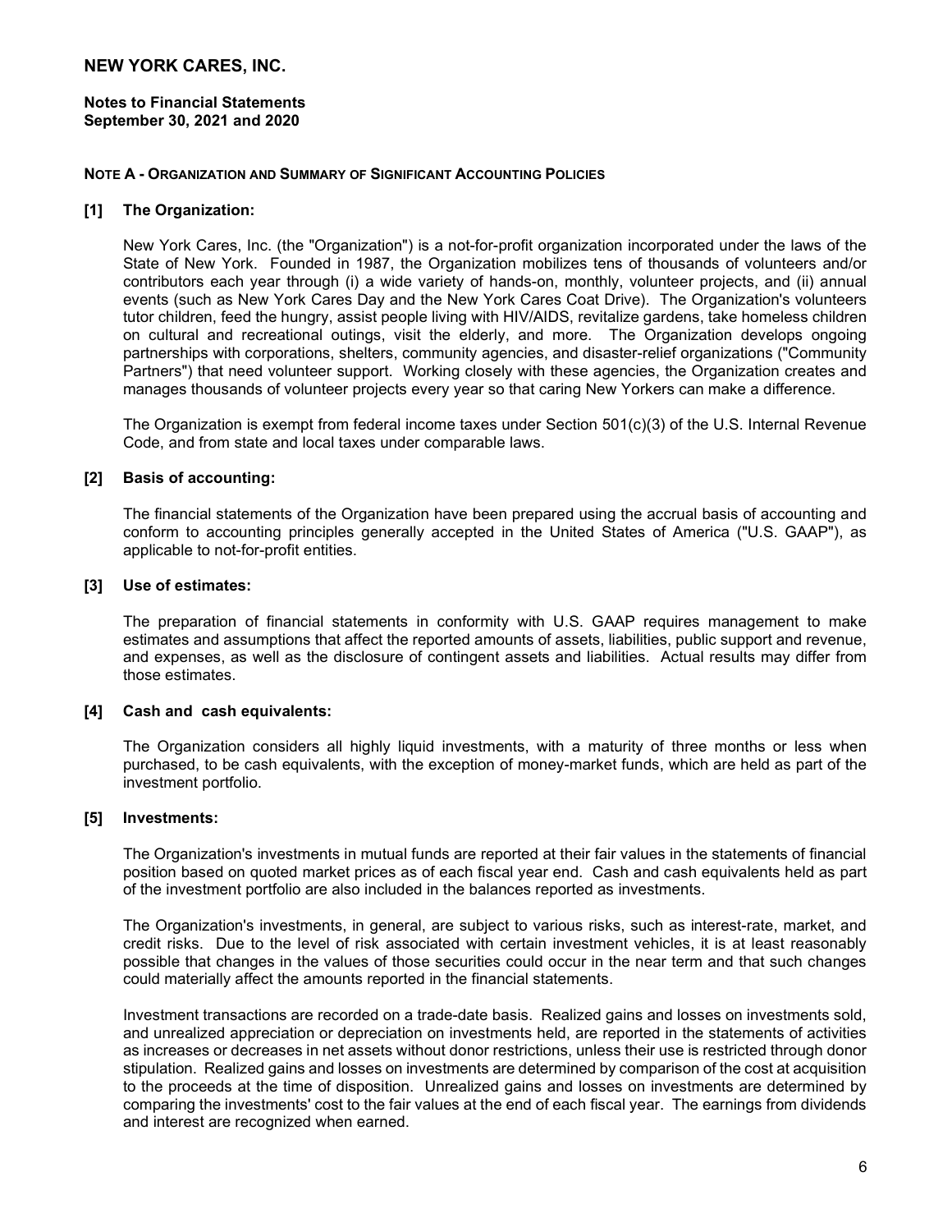# NEW YORK CARES, INC.

**Notes to Financial Statements**
**September 30, 2021 and 2020**

## NOTE A - ORGANIZATION AND SUMMARY OF SIGNIFICANT ACCOUNTING POLICIES

### [1] The Organization:

New York Cares, Inc. (the "Organization") is a not-for-profit organization incorporated under the laws of the State of New York. Founded in 1987, the Organization mobilizes tens of thousands of volunteers and/or contributors each year through (i) a wide variety of hands-on, monthly, volunteer projects, and (ii) annual events (such as New York Cares Day and the New York Cares Coat Drive). The Organization's volunteers tutor children, feed the hungry, assist people living with HIV/AIDS, revitalize gardens, take homeless children on cultural and recreational outings, visit the elderly, and more. The Organization develops ongoing partnerships with corporations, shelters, community agencies, and disaster-relief organizations ("Community Partners") that need volunteer support. Working closely with these agencies, the Organization creates and manages thousands of volunteer projects every year so that caring New Yorkers can make a difference.

The Organization is exempt from federal income taxes under Section 501(c)(3) of the U.S. Internal Revenue Code, and from state and local taxes under comparable laws.

### [2] Basis of accounting:

The financial statements of the Organization have been prepared using the accrual basis of accounting and conform to accounting principles generally accepted in the United States of America ("U.S. GAAP"), as applicable to not-for-profit entities.

### [3] Use of estimates:

The preparation of financial statements in conformity with U.S. GAAP requires management to make estimates and assumptions that affect the reported amounts of assets, liabilities, public support and revenue, and expenses, as well as the disclosure of contingent assets and liabilities. Actual results may differ from those estimates.

### [4] Cash and cash equivalents:

The Organization considers all highly liquid investments, with a maturity of three months or less when purchased, to be cash equivalents, with the exception of money-market funds, which are held as part of the investment portfolio.

### [5] Investments:

The Organization's investments in mutual funds are reported at their fair values in the statements of financial position based on quoted market prices as of each fiscal year end. Cash and cash equivalents held as part of the investment portfolio are also included in the balances reported as investments.

The Organization's investments, in general, are subject to various risks, such as interest-rate, market, and credit risks. Due to the level of risk associated with certain investment vehicles, it is at least reasonably possible that changes in the values of those securities could occur in the near term and that such changes could materially affect the amounts reported in the financial statements.

Investment transactions are recorded on a trade-date basis. Realized gains and losses on investments sold, and unrealized appreciation or depreciation on investments held, are reported in the statements of activities as increases or decreases in net assets without donor restrictions, unless their use is restricted through donor stipulation. Realized gains and losses on investments are determined by comparison of the cost at acquisition to the proceeds at the time of disposition. Unrealized gains and losses on investments are determined by comparing the investments' cost to the fair values at the end of each fiscal year. The earnings from dividends and interest are recognized when earned.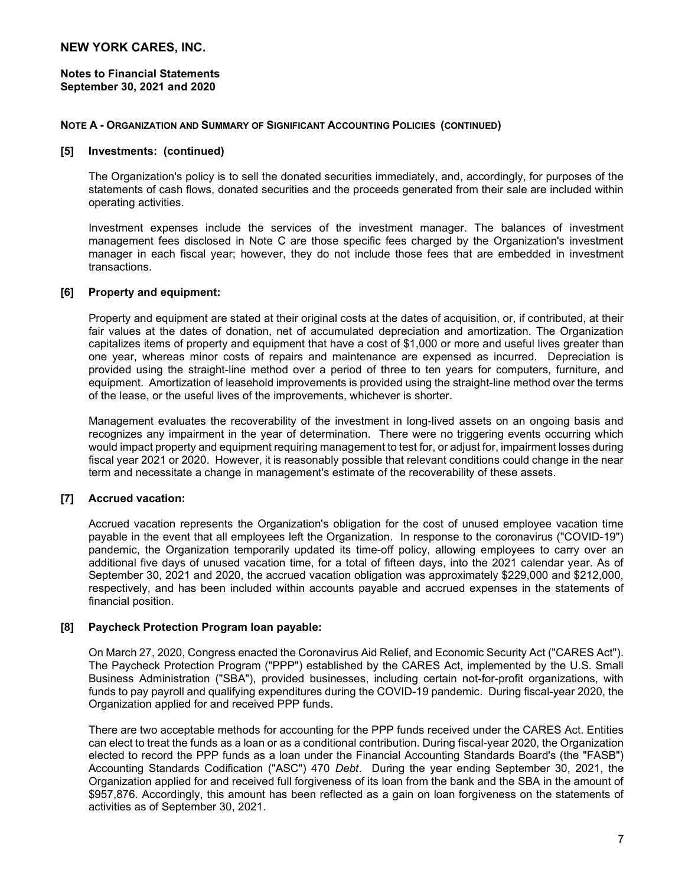# NEW YORK CARES, INC.

**Notes to Financial Statements**
**September 30, 2021 and 2020**

**NOTE A - ORGANIZATION AND SUMMARY OF SIGNIFICANT ACCOUNTING POLICIES (CONTINUED)**

### [5] Investments: (continued)

The Organization's policy is to sell the donated securities immediately, and, accordingly, for purposes of the statements of cash flows, donated securities and the proceeds generated from their sale are included within operating activities.

Investment expenses include the services of the investment manager. The balances of investment management fees disclosed in Note C are those specific fees charged by the Organization's investment manager in each fiscal year; however, they do not include those fees that are embedded in investment transactions.

### [6] Property and equipment:

Property and equipment are stated at their original costs at the dates of acquisition, or, if contributed, at their fair values at the dates of donation, net of accumulated depreciation and amortization. The Organization capitalizes items of property and equipment that have a cost of $1,000 or more and useful lives greater than one year, whereas minor costs of repairs and maintenance are expensed as incurred. Depreciation is provided using the straight-line method over a period of three to ten years for computers, furniture, and equipment. Amortization of leasehold improvements is provided using the straight-line method over the terms of the lease, or the useful lives of the improvements, whichever is shorter.

Management evaluates the recoverability of the investment in long-lived assets on an ongoing basis and recognizes any impairment in the year of determination. There were no triggering events occurring which would impact property and equipment requiring management to test for, or adjust for, impairment losses during fiscal year 2021 or 2020. However, it is reasonably possible that relevant conditions could change in the near term and necessitate a change in management's estimate of the recoverability of these assets.

### [7] Accrued vacation:

Accrued vacation represents the Organization's obligation for the cost of unused employee vacation time payable in the event that all employees left the Organization. In response to the coronavirus ("COVID-19") pandemic, the Organization temporarily updated its time-off policy, allowing employees to carry over an additional five days of unused vacation time, for a total of fifteen days, into the 2021 calendar year. As of September 30, 2021 and 2020, the accrued vacation obligation was approximately $229,000 and $212,000, respectively, and has been included within accounts payable and accrued expenses in the statements of financial position.

### [8] Paycheck Protection Program loan payable:

On March 27, 2020, Congress enacted the Coronavirus Aid Relief, and Economic Security Act ("CARES Act"). The Paycheck Protection Program ("PPP") established by the CARES Act, implemented by the U.S. Small Business Administration ("SBA"), provided businesses, including certain not-for-profit organizations, with funds to pay payroll and qualifying expenditures during the COVID-19 pandemic. During fiscal-year 2020, the Organization applied for and received PPP funds.

There are two acceptable methods for accounting for the PPP funds received under the CARES Act. Entities can elect to treat the funds as a loan or as a conditional contribution. During fiscal-year 2020, the Organization elected to record the PPP funds as a loan under the Financial Accounting Standards Board's (the "FASB") Accounting Standards Codification ("ASC") 470 *Debt*. During the year ending September 30, 2021, the Organization applied for and received full forgiveness of its loan from the bank and the SBA in the amount of $957,876. Accordingly, this amount has been reflected as a gain on loan forgiveness on the statements of activities as of September 30, 2021.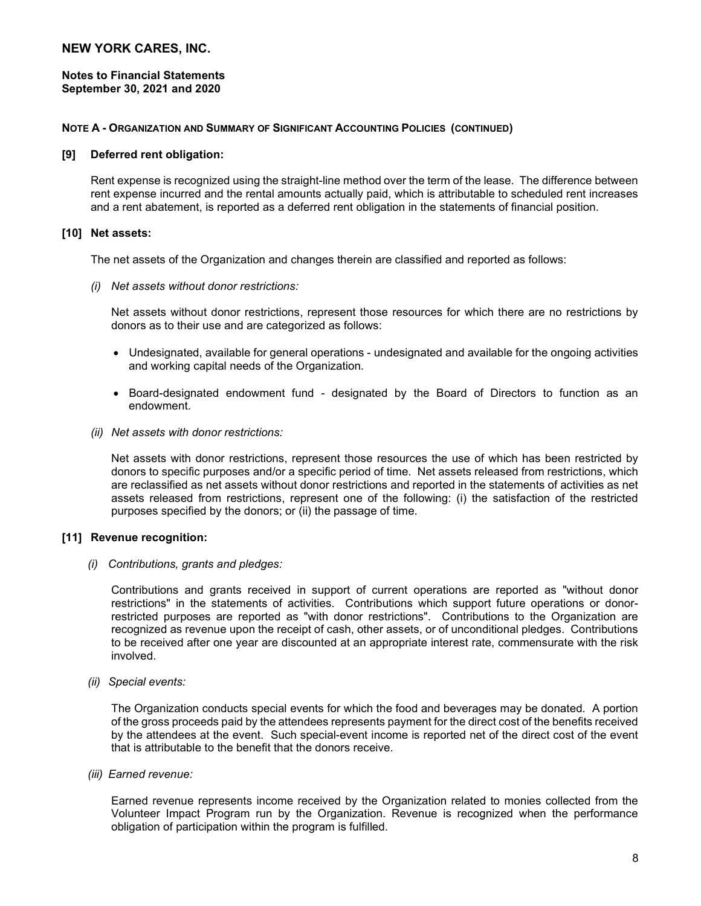# NEW YORK CARES, INC.

**Notes to Financial Statements**
**September 30, 2021 and 2020**

**NOTE A - ORGANIZATION AND SUMMARY OF SIGNIFICANT ACCOUNTING POLICIES (CONTINUED)**

**[9] Deferred rent obligation:**

Rent expense is recognized using the straight-line method over the term of the lease. The difference between rent expense incurred and the rental amounts actually paid, which is attributable to scheduled rent increases and a rent abatement, is reported as a deferred rent obligation in the statements of financial position.

**[10] Net assets:**

The net assets of the Organization and changes therein are classified and reported as follows:

*(i) Net assets without donor restrictions:*

Net assets without donor restrictions, represent those resources for which there are no restrictions by donors as to their use and are categorized as follows:

- Undesignated, available for general operations - undesignated and available for the ongoing activities and working capital needs of the Organization.
- Board-designated endowment fund - designated by the Board of Directors to function as an endowment.

*(ii) Net assets with donor restrictions:*

Net assets with donor restrictions, represent those resources the use of which has been restricted by donors to specific purposes and/or a specific period of time. Net assets released from restrictions, which are reclassified as net assets without donor restrictions and reported in the statements of activities as net assets released from restrictions, represent one of the following: (i) the satisfaction of the restricted purposes specified by the donors; or (ii) the passage of time.

**[11] Revenue recognition:**

*(i) Contributions, grants and pledges:*

Contributions and grants received in support of current operations are reported as "without donor restrictions" in the statements of activities. Contributions which support future operations or donor-restricted purposes are reported as "with donor restrictions". Contributions to the Organization are recognized as revenue upon the receipt of cash, other assets, or of unconditional pledges. Contributions to be received after one year are discounted at an appropriate interest rate, commensurate with the risk involved.

*(ii) Special events:*

The Organization conducts special events for which the food and beverages may be donated. A portion of the gross proceeds paid by the attendees represents payment for the direct cost of the benefits received by the attendees at the event. Such special-event income is reported net of the direct cost of the event that is attributable to the benefit that the donors receive.

*(iii) Earned revenue:*

Earned revenue represents income received by the Organization related to monies collected from the Volunteer Impact Program run by the Organization. Revenue is recognized when the performance obligation of participation within the program is fulfilled.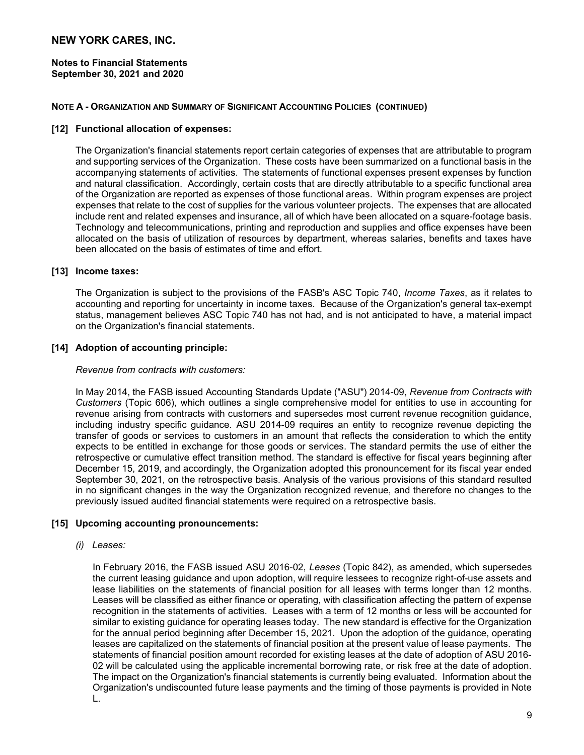# NEW YORK CARES, INC.

**Notes to Financial Statements**
**September 30, 2021 and 2020**

**NOTE A - ORGANIZATION AND SUMMARY OF SIGNIFICANT ACCOUNTING POLICIES (CONTINUED)**

**[12] Functional allocation of expenses:**

The Organization's financial statements report certain categories of expenses that are attributable to program and supporting services of the Organization. These costs have been summarized on a functional basis in the accompanying statements of activities. The statements of functional expenses present expenses by function and natural classification. Accordingly, certain costs that are directly attributable to a specific functional area of the Organization are reported as expenses of those functional areas. Within program expenses are project expenses that relate to the cost of supplies for the various volunteer projects. The expenses that are allocated include rent and related expenses and insurance, all of which have been allocated on a square-footage basis. Technology and telecommunications, printing and reproduction and supplies and office expenses have been allocated on the basis of utilization of resources by department, whereas salaries, benefits and taxes have been allocated on the basis of estimates of time and effort.

**[13] Income taxes:**

The Organization is subject to the provisions of the FASB's ASC Topic 740, *Income Taxes*, as it relates to accounting and reporting for uncertainty in income taxes. Because of the Organization's general tax-exempt status, management believes ASC Topic 740 has not had, and is not anticipated to have, a material impact on the Organization's financial statements.

**[14] Adoption of accounting principle:**

*Revenue from contracts with customers:*

In May 2014, the FASB issued Accounting Standards Update ("ASU") 2014-09, *Revenue from Contracts with Customers* (Topic 606), which outlines a single comprehensive model for entities to use in accounting for revenue arising from contracts with customers and supersedes most current revenue recognition guidance, including industry specific guidance. ASU 2014-09 requires an entity to recognize revenue depicting the transfer of goods or services to customers in an amount that reflects the consideration to which the entity expects to be entitled in exchange for those goods or services. The standard permits the use of either the retrospective or cumulative effect transition method. The standard is effective for fiscal years beginning after December 15, 2019, and accordingly, the Organization adopted this pronouncement for its fiscal year ended September 30, 2021, on the retrospective basis. Analysis of the various provisions of this standard resulted in no significant changes in the way the Organization recognized revenue, and therefore no changes to the previously issued audited financial statements were required on a retrospective basis.

**[15] Upcoming accounting pronouncements:**

*(i) Leases:*

In February 2016, the FASB issued ASU 2016-02, *Leases* (Topic 842), as amended, which supersedes the current leasing guidance and upon adoption, will require lessees to recognize right-of-use assets and lease liabilities on the statements of financial position for all leases with terms longer than 12 months. Leases will be classified as either finance or operating, with classification affecting the pattern of expense recognition in the statements of activities. Leases with a term of 12 months or less will be accounted for similar to existing guidance for operating leases today. The new standard is effective for the Organization for the annual period beginning after December 15, 2021. Upon the adoption of the guidance, operating leases are capitalized on the statements of financial position at the present value of lease payments. The statements of financial position amount recorded for existing leases at the date of adoption of ASU 2016-02 will be calculated using the applicable incremental borrowing rate, or risk free at the date of adoption. The impact on the Organization's financial statements is currently being evaluated. Information about the Organization's undiscounted future lease payments and the timing of those payments is provided in Note L.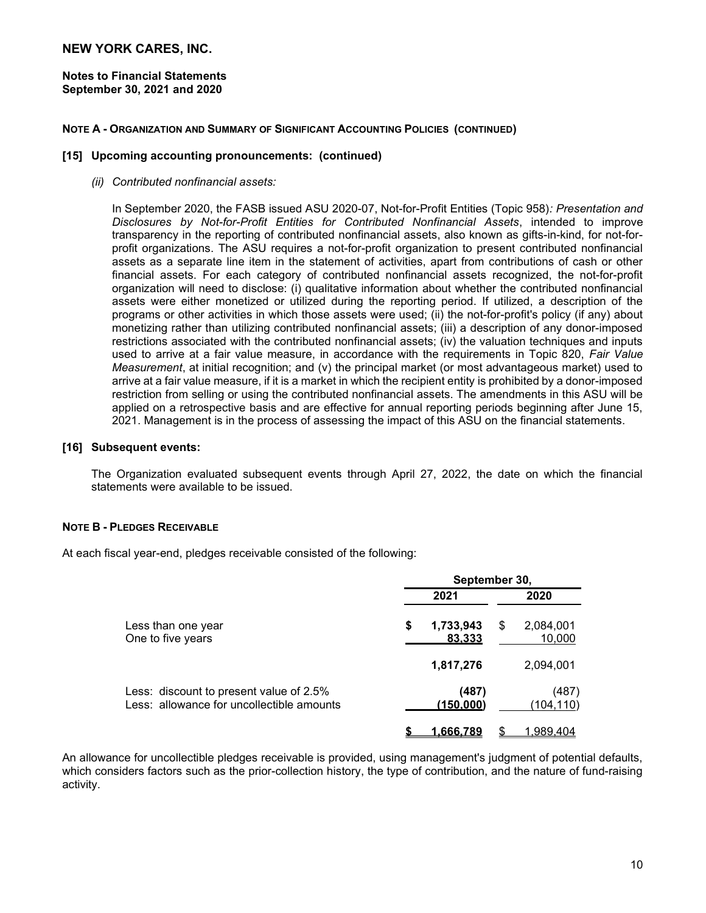# NEW YORK CARES, INC.

**Notes to Financial Statements**
**September 30, 2021 and 2020**

**NOTE A - ORGANIZATION AND SUMMARY OF SIGNIFICANT ACCOUNTING POLICIES (CONTINUED)**

**[15] Upcoming accounting pronouncements: (continued)**

*(ii) Contributed nonfinancial assets:*

In September 2020, the FASB issued ASU 2020-07, Not-for-Profit Entities (Topic 958)*: Presentation and Disclosures by Not-for-Profit Entities for Contributed Nonfinancial Assets*, intended to improve transparency in the reporting of contributed nonfinancial assets, also known as gifts-in-kind, for not-for-profit organizations. The ASU requires a not-for-profit organization to present contributed nonfinancial assets as a separate line item in the statement of activities, apart from contributions of cash or other financial assets. For each category of contributed nonfinancial assets recognized, the not-for-profit organization will need to disclose: (i) qualitative information about whether the contributed nonfinancial assets were either monetized or utilized during the reporting period. If utilized, a description of the programs or other activities in which those assets were used; (ii) the not-for-profit's policy (if any) about monetizing rather than utilizing contributed nonfinancial assets; (iii) a description of any donor-imposed restrictions associated with the contributed nonfinancial assets; (iv) the valuation techniques and inputs used to arrive at a fair value measure, in accordance with the requirements in Topic 820, *Fair Value Measurement*, at initial recognition; and (v) the principal market (or most advantageous market) used to arrive at a fair value measure, if it is a market in which the recipient entity is prohibited by a donor-imposed restriction from selling or using the contributed nonfinancial assets. The amendments in this ASU will be applied on a retrospective basis and are effective for annual reporting periods beginning after June 15, 2021. Management is in the process of assessing the impact of this ASU on the financial statements.

**[16] Subsequent events:**

The Organization evaluated subsequent events through April 27, 2022, the date on which the financial statements were available to be issued.

**NOTE B - PLEDGES RECEIVABLE**

At each fiscal year-end, pledges receivable consisted of the following:

| | September 30, | |
|---|---|---|
| | **2021** | **2020** |
| Less than one year | **$ 1,733,943** | $ 2,084,001 |
| One to five years | **83,333** | 10,000 |
| | **1,817,276** | 2,094,001 |
| Less: discount to present value of 2.5% | **(487)** | (487) |
| Less: allowance for uncollectible amounts | **(150,000)** | (104,110) |
| | **$ 1,666,789** | $ 1,989,404 |

An allowance for uncollectible pledges receivable is provided, using management's judgment of potential defaults, which considers factors such as the prior-collection history, the type of contribution, and the nature of fund-raising activity.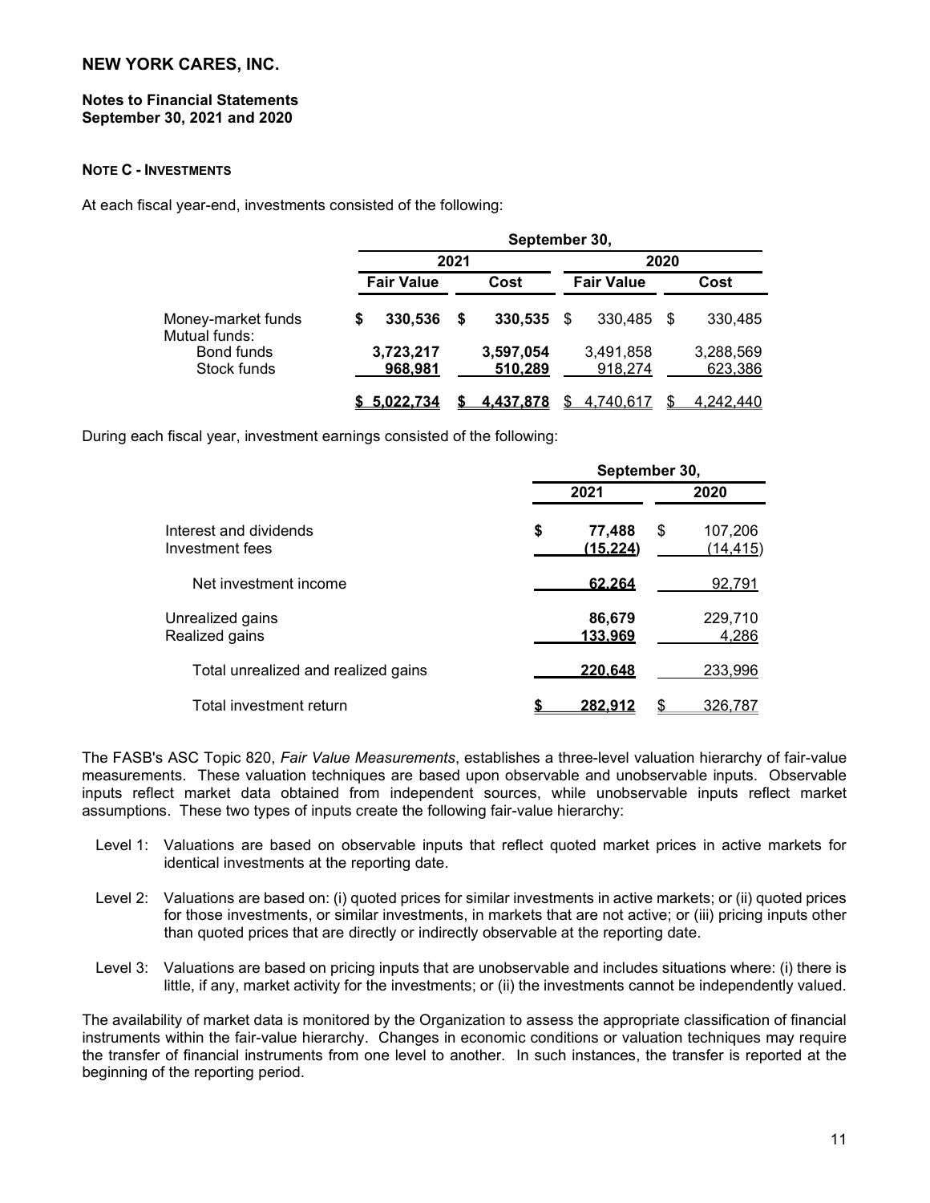## NEW YORK CARES, INC.

**Notes to Financial Statements**
**September 30, 2021 and 2020**

**NOTE C - INVESTMENTS**

At each fiscal year-end, investments consisted of the following:

| | September 30, | | | |
|---|---|---|---|---|
| | 2021 | | 2020 | |
| | Fair Value | Cost | Fair Value | Cost |
| Money-market funds | $ 330,536 | $ 330,535 | $ 330,485 | $ 330,485 |
| Mutual funds: | | | | |
| Bond funds | 3,723,217 | 3,597,054 | 3,491,858 | 3,288,569 |
| Stock funds | 968,981 | 510,289 | 918,274 | 623,386 |
| | $ 5,022,734 | $ 4,437,878 | $ 4,740,617 | $ 4,242,440 |

During each fiscal year, investment earnings consisted of the following:

| | September 30, | |
|---|---|---|
| | 2021 | 2020 |
| Interest and dividends | $ 77,488 | $ 107,206 |
| Investment fees | (15,224) | (14,415) |
| Net investment income | 62,264 | 92,791 |
| Unrealized gains | 86,679 | 229,710 |
| Realized gains | 133,969 | 4,286 |
| Total unrealized and realized gains | 220,648 | 233,996 |
| Total investment return | $ 282,912 | $ 326,787 |

The FASB's ASC Topic 820, *Fair Value Measurements*, establishes a three-level valuation hierarchy of fair-value measurements. These valuation techniques are based upon observable and unobservable inputs. Observable inputs reflect market data obtained from independent sources, while unobservable inputs reflect market assumptions. These two types of inputs create the following fair-value hierarchy:

- Level 1: Valuations are based on observable inputs that reflect quoted market prices in active markets for identical investments at the reporting date.
- Level 2: Valuations are based on: (i) quoted prices for similar investments in active markets; or (ii) quoted prices for those investments, or similar investments, in markets that are not active; or (iii) pricing inputs other than quoted prices that are directly or indirectly observable at the reporting date.
- Level 3: Valuations are based on pricing inputs that are unobservable and includes situations where: (i) there is little, if any, market activity for the investments; or (ii) the investments cannot be independently valued.

The availability of market data is monitored by the Organization to assess the appropriate classification of financial instruments within the fair-value hierarchy. Changes in economic conditions or valuation techniques may require the transfer of financial instruments from one level to another. In such instances, the transfer is reported at the beginning of the reporting period.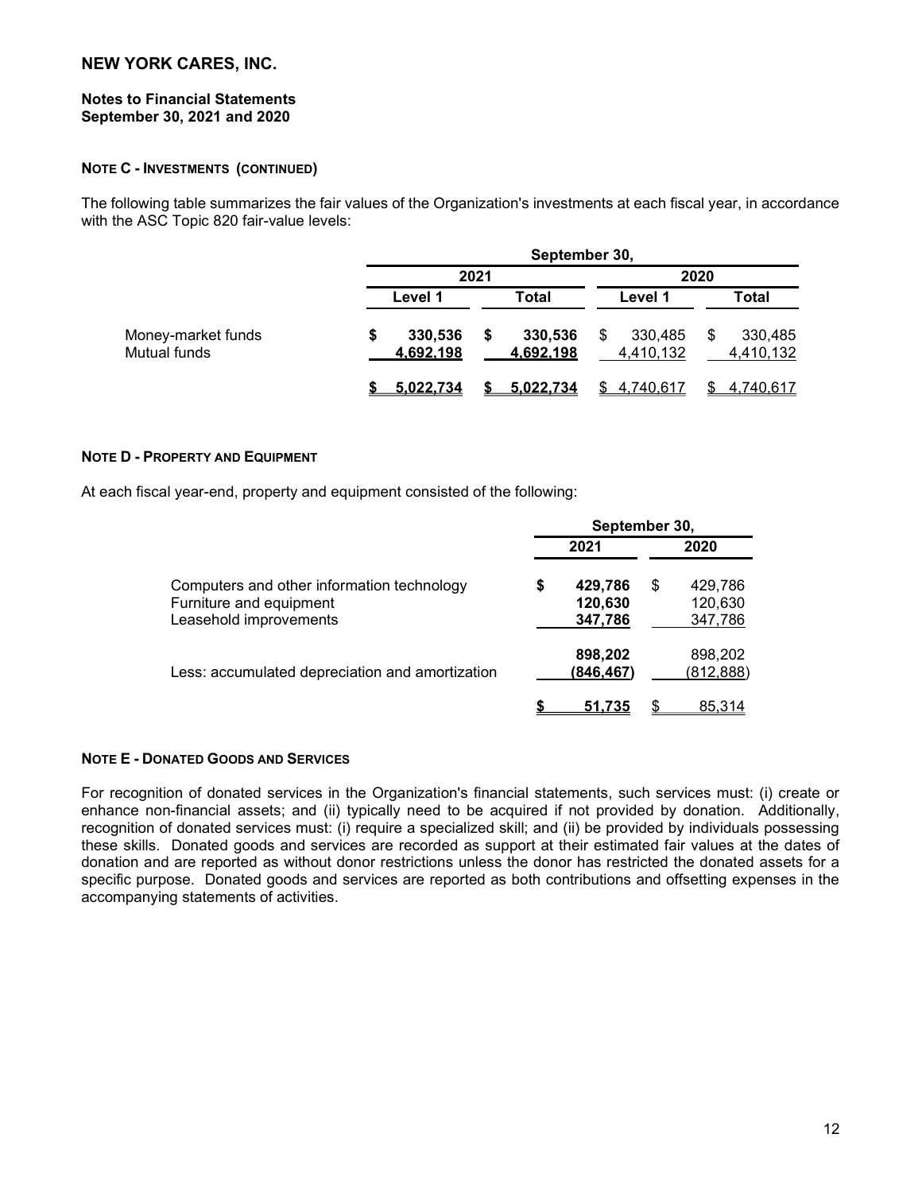# NEW YORK CARES, INC.

**Notes to Financial Statements**
**September 30, 2021 and 2020**

**NOTE C - INVESTMENTS (CONTINUED)**

The following table summarizes the fair values of the Organization's investments at each fiscal year, in accordance with the ASC Topic 820 fair-value levels:

| | September 30, | | | |
|---|---|---|---|---|
| | 2021 | | 2020 | |
| | Level 1 | Total | Level 1 | Total |
| Money-market funds | $ 330,536 | $ 330,536 | $ 330,485 | $ 330,485 |
| Mutual funds | 4,692,198 | 4,692,198 | 4,410,132 | 4,410,132 |
| | $ 5,022,734 | $ 5,022,734 | $ 4,740,617 | $ 4,740,617 |

**NOTE D - PROPERTY AND EQUIPMENT**

At each fiscal year-end, property and equipment consisted of the following:

| | September 30, | |
|---|---|---|
| | 2021 | 2020 |
| Computers and other information technology | $ 429,786 | $ 429,786 |
| Furniture and equipment | 120,630 | 120,630 |
| Leasehold improvements | 347,786 | 347,786 |
| | 898,202 | 898,202 |
| Less: accumulated depreciation and amortization | (846,467) | (812,888) |
| | $ 51,735 | $ 85,314 |

**NOTE E - DONATED GOODS AND SERVICES**

For recognition of donated services in the Organization's financial statements, such services must: (i) create or enhance non-financial assets; and (ii) typically need to be acquired if not provided by donation. Additionally, recognition of donated services must: (i) require a specialized skill; and (ii) be provided by individuals possessing these skills. Donated goods and services are recorded as support at their estimated fair values at the dates of donation and are reported as without donor restrictions unless the donor has restricted the donated assets for a specific purpose. Donated goods and services are reported as both contributions and offsetting expenses in the accompanying statements of activities.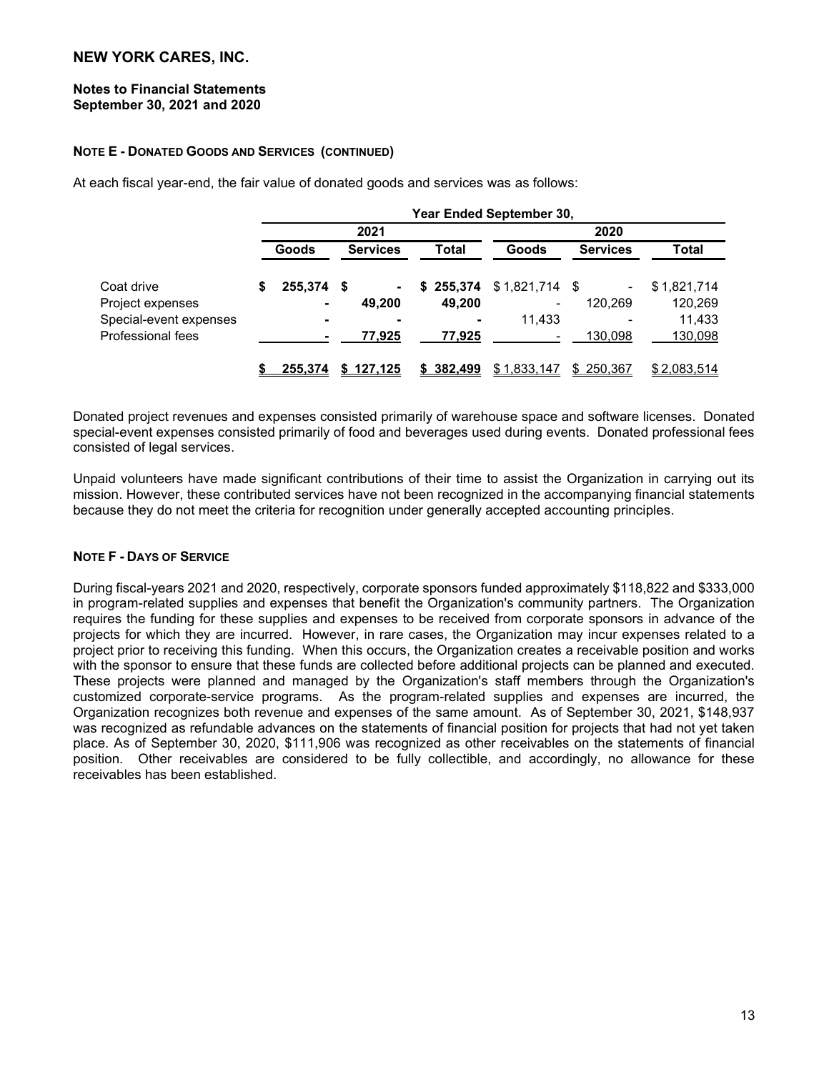## NEW YORK CARES, INC.

**Notes to Financial Statements**
**September 30, 2021 and 2020**

### NOTE E - DONATED GOODS AND SERVICES (CONTINUED)

At each fiscal year-end, the fair value of donated goods and services was as follows:

| | Year Ended September 30, | | | | | |
|---|---|---|---|---|---|---|
| | 2021 | | | 2020 | | |
| | Goods | Services | Total | Goods | Services | Total |
| Coat drive | $ 255,374 | $ - | $ 255,374 | $ 1,821,714 | $ - | $ 1,821,714 |
| Project expenses | - | 49,200 | 49,200 | - | 120,269 | 120,269 |
| Special-event expenses | - | - | - | 11,433 | - | 11,433 |
| Professional fees | - | 77,925 | 77,925 | - | 130,098 | 130,098 |
| | $ 255,374 | $ 127,125 | $ 382,499 | $ 1,833,147 | $ 250,367 | $ 2,083,514 |

Donated project revenues and expenses consisted primarily of warehouse space and software licenses. Donated special-event expenses consisted primarily of food and beverages used during events. Donated professional fees consisted of legal services.

Unpaid volunteers have made significant contributions of their time to assist the Organization in carrying out its mission. However, these contributed services have not been recognized in the accompanying financial statements because they do not meet the criteria for recognition under generally accepted accounting principles.

### NOTE F - DAYS OF SERVICE

During fiscal-years 2021 and 2020, respectively, corporate sponsors funded approximately $118,822 and $333,000 in program-related supplies and expenses that benefit the Organization's community partners. The Organization requires the funding for these supplies and expenses to be received from corporate sponsors in advance of the projects for which they are incurred. However, in rare cases, the Organization may incur expenses related to a project prior to receiving this funding. When this occurs, the Organization creates a receivable position and works with the sponsor to ensure that these funds are collected before additional projects can be planned and executed. These projects were planned and managed by the Organization's staff members through the Organization's customized corporate-service programs. As the program-related supplies and expenses are incurred, the Organization recognizes both revenue and expenses of the same amount. As of September 30, 2021, $148,937 was recognized as refundable advances on the statements of financial position for projects that had not yet taken place. As of September 30, 2020, $111,906 was recognized as other receivables on the statements of financial position. Other receivables are considered to be fully collectible, and accordingly, no allowance for these receivables has been established.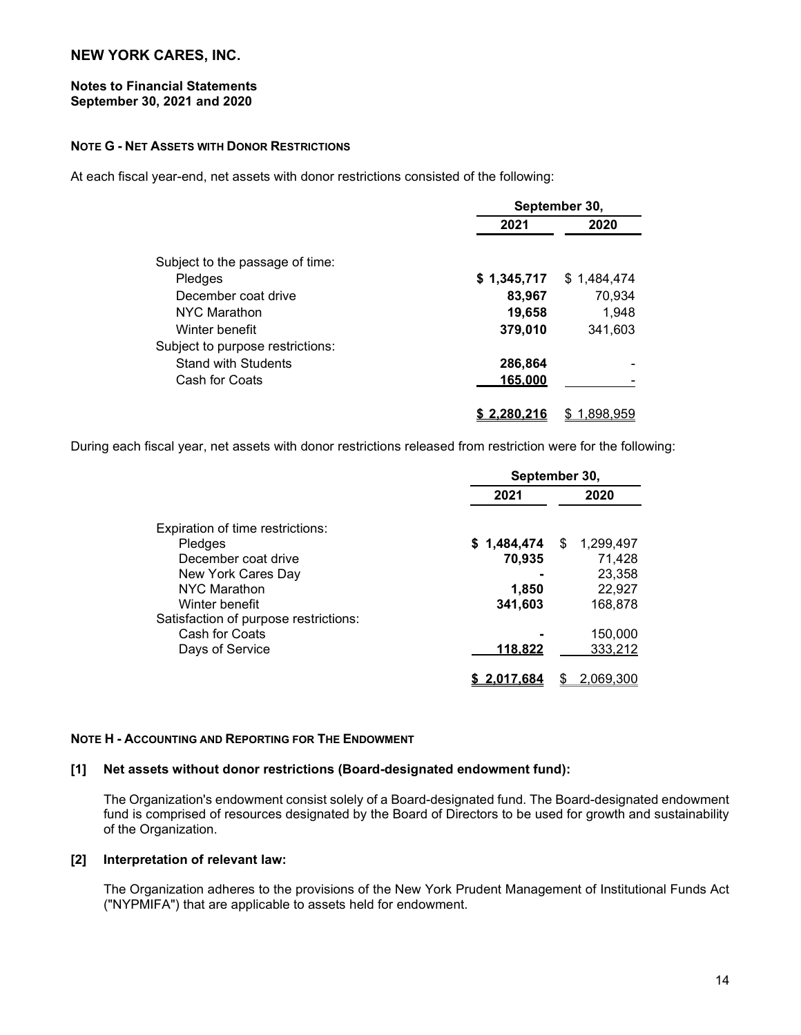**NEW YORK CARES, INC.**

**Notes to Financial Statements**
**September 30, 2021 and 2020**

#### NOTE G - NET ASSETS WITH DONOR RESTRICTIONS

At each fiscal year-end, net assets with donor restrictions consisted of the following:

| | September 30, | |
|---|---|---|
| | **2021** | **2020** |
| Subject to the passage of time: | | |
| Pledges | **$ 1,345,717** | $ 1,484,474 |
| December coat drive | **83,967** | 70,934 |
| NYC Marathon | **19,658** | 1,948 |
| Winter benefit | **379,010** | 341,603 |
| Subject to purpose restrictions: | | |
| Stand with Students | **286,864** | - |
| Cash for Coats | **165,000** | - |
| | **$ 2,280,216** | $ 1,898,959 |

During each fiscal year, net assets with donor restrictions released from restriction were for the following:

| | September 30, | |
|---|---|---|
| | **2021** | **2020** |
| Expiration of time restrictions: | | |
| Pledges | **$ 1,484,474** | $ 1,299,497 |
| December coat drive | **70,935** | 71,428 |
| New York Cares Day | **-** | 23,358 |
| NYC Marathon | **1,850** | 22,927 |
| Winter benefit | **341,603** | 168,878 |
| Satisfaction of purpose restrictions: | | |
| Cash for Coats | **-** | 150,000 |
| Days of Service | **118,822** | 333,212 |
| | **$ 2,017,684** | $ 2,069,300 |

#### NOTE H - ACCOUNTING AND REPORTING FOR THE ENDOWMENT

**[1] Net assets without donor restrictions (Board-designated endowment fund):**

The Organization's endowment consist solely of a Board-designated fund. The Board-designated endowment fund is comprised of resources designated by the Board of Directors to be used for growth and sustainability of the Organization.

**[2] Interpretation of relevant law:**

The Organization adheres to the provisions of the New York Prudent Management of Institutional Funds Act ("NYPMIFA") that are applicable to assets held for endowment.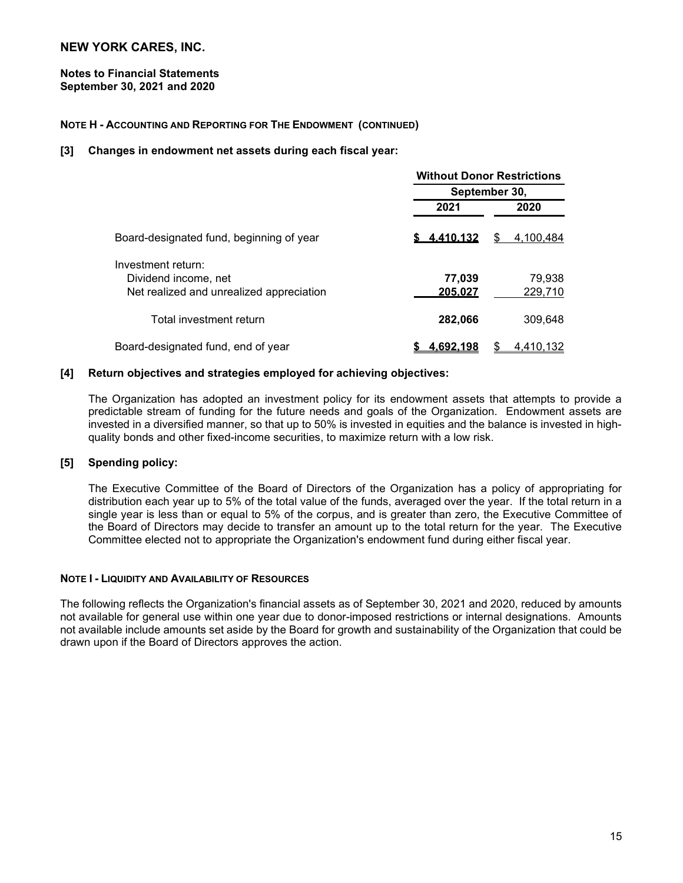# NEW YORK CARES, INC.

**Notes to Financial Statements**
**September 30, 2021 and 2020**

**NOTE H - ACCOUNTING AND REPORTING FOR THE ENDOWMENT (CONTINUED)**

**[3] Changes in endowment net assets during each fiscal year:**

| | Without Donor Restrictions | |
|---|---|---|
| | September 30, | |
| | **2021** | **2020** |
| Board-designated fund, beginning of year | **$ 4,410,132** | $ 4,100,484 |
| Investment return: | | |
| Dividend income, net | **77,039** | 79,938 |
| Net realized and unrealized appreciation | **205,027** | 229,710 |
| Total investment return | **282,066** | 309,648 |
| Board-designated fund, end of year | **$ 4,692,198** | $ 4,410,132 |

**[4] Return objectives and strategies employed for achieving objectives:**

The Organization has adopted an investment policy for its endowment assets that attempts to provide a predictable stream of funding for the future needs and goals of the Organization. Endowment assets are invested in a diversified manner, so that up to 50% is invested in equities and the balance is invested in high-quality bonds and other fixed-income securities, to maximize return with a low risk.

**[5] Spending policy:**

The Executive Committee of the Board of Directors of the Organization has a policy of appropriating for distribution each year up to 5% of the total value of the funds, averaged over the year. If the total return in a single year is less than or equal to 5% of the corpus, and is greater than zero, the Executive Committee of the Board of Directors may decide to transfer an amount up to the total return for the year. The Executive Committee elected not to appropriate the Organization's endowment fund during either fiscal year.

**NOTE I - LIQUIDITY AND AVAILABILITY OF RESOURCES**

The following reflects the Organization's financial assets as of September 30, 2021 and 2020, reduced by amounts not available for general use within one year due to donor-imposed restrictions or internal designations. Amounts not available include amounts set aside by the Board for growth and sustainability of the Organization that could be drawn upon if the Board of Directors approves the action.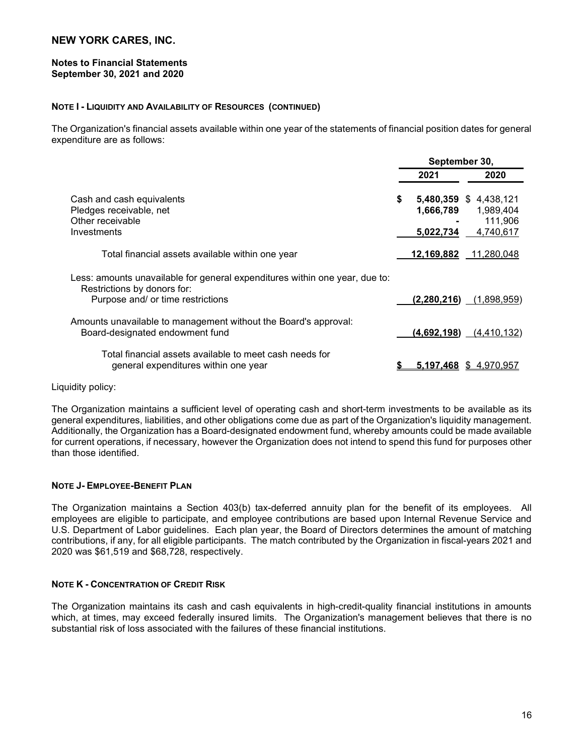## NEW YORK CARES, INC.

**Notes to Financial Statements**
**September 30, 2021 and 2020**

**NOTE I - LIQUIDITY AND AVAILABILITY OF RESOURCES (CONTINUED)**

The Organization's financial assets available within one year of the statements of financial position dates for general expenditure are as follows:

| | September 30, | |
|---|---|---|
| | 2021 | 2020 |
| Cash and cash equivalents | $ 5,480,359 | $ 4,438,121 |
| Pledges receivable, net | 1,666,789 | 1,989,404 |
| Other receivable | - | 111,906 |
| Investments | 5,022,734 | 4,740,617 |
| Total financial assets available within one year | 12,169,882 | 11,280,048 |
| Less: amounts unavailable for general expenditures within one year, due to: | | |
| Restrictions by donors for: | | |
| Purpose and/ or time restrictions | (2,280,216) | (1,898,959) |
| Amounts unavailable to management without the Board's approval: | | |
| Board-designated endowment fund | (4,692,198) | (4,410,132) |
| Total financial assets available to meet cash needs for general expenditures within one year | $ 5,197,468 | $ 4,970,957 |

Liquidity policy:

The Organization maintains a sufficient level of operating cash and short-term investments to be available as its general expenditures, liabilities, and other obligations come due as part of the Organization's liquidity management. Additionally, the Organization has a Board-designated endowment fund, whereby amounts could be made available for current operations, if necessary, however the Organization does not intend to spend this fund for purposes other than those identified.

**NOTE J- EMPLOYEE-BENEFIT PLAN**

The Organization maintains a Section 403(b) tax-deferred annuity plan for the benefit of its employees. All employees are eligible to participate, and employee contributions are based upon Internal Revenue Service and U.S. Department of Labor guidelines. Each plan year, the Board of Directors determines the amount of matching contributions, if any, for all eligible participants. The match contributed by the Organization in fiscal-years 2021 and 2020 was $61,519 and $68,728, respectively.

**NOTE K - CONCENTRATION OF CREDIT RISK**

The Organization maintains its cash and cash equivalents in high-credit-quality financial institutions in amounts which, at times, may exceed federally insured limits. The Organization's management believes that there is no substantial risk of loss associated with the failures of these financial institutions.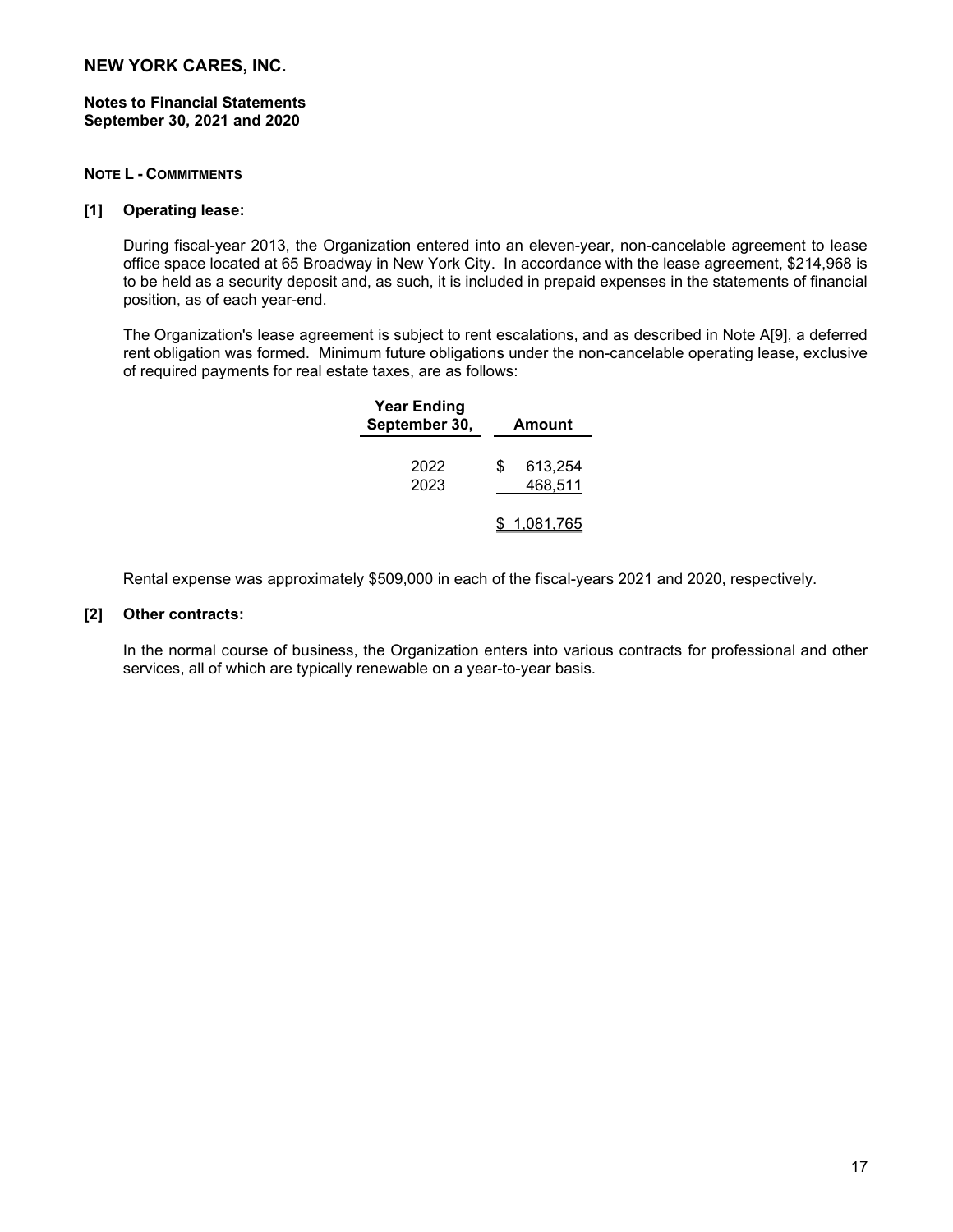# NEW YORK CARES, INC.

**Notes to Financial Statements**
**September 30, 2021 and 2020**

**NOTE L - COMMITMENTS**

**[1] Operating lease:**

During fiscal-year 2013, the Organization entered into an eleven-year, non-cancelable agreement to lease office space located at 65 Broadway in New York City. In accordance with the lease agreement, $214,968 is to be held as a security deposit and, as such, it is included in prepaid expenses in the statements of financial position, as of each year-end.

The Organization's lease agreement is subject to rent escalations, and as described in Note A[9], a deferred rent obligation was formed. Minimum future obligations under the non-cancelable operating lease, exclusive of required payments for real estate taxes, are as follows:

| Year Ending September 30, | Amount |
|---|---|
| 2022 | $ 613,254 |
| 2023 | 468,511 |
| | $ 1,081,765 |

Rental expense was approximately $509,000 in each of the fiscal-years 2021 and 2020, respectively.

**[2] Other contracts:**

In the normal course of business, the Organization enters into various contracts for professional and other services, all of which are typically renewable on a year-to-year basis.